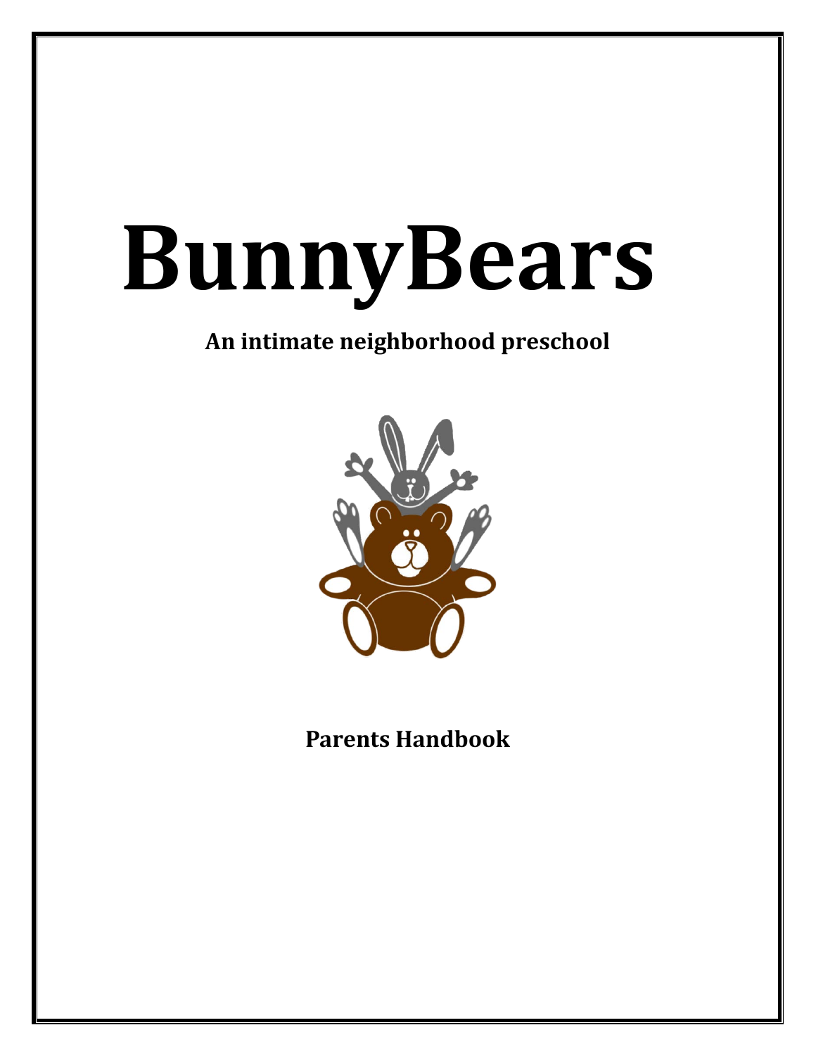# BunnyBears

**An intimate neighborhood preschool**

**Parents Handbook**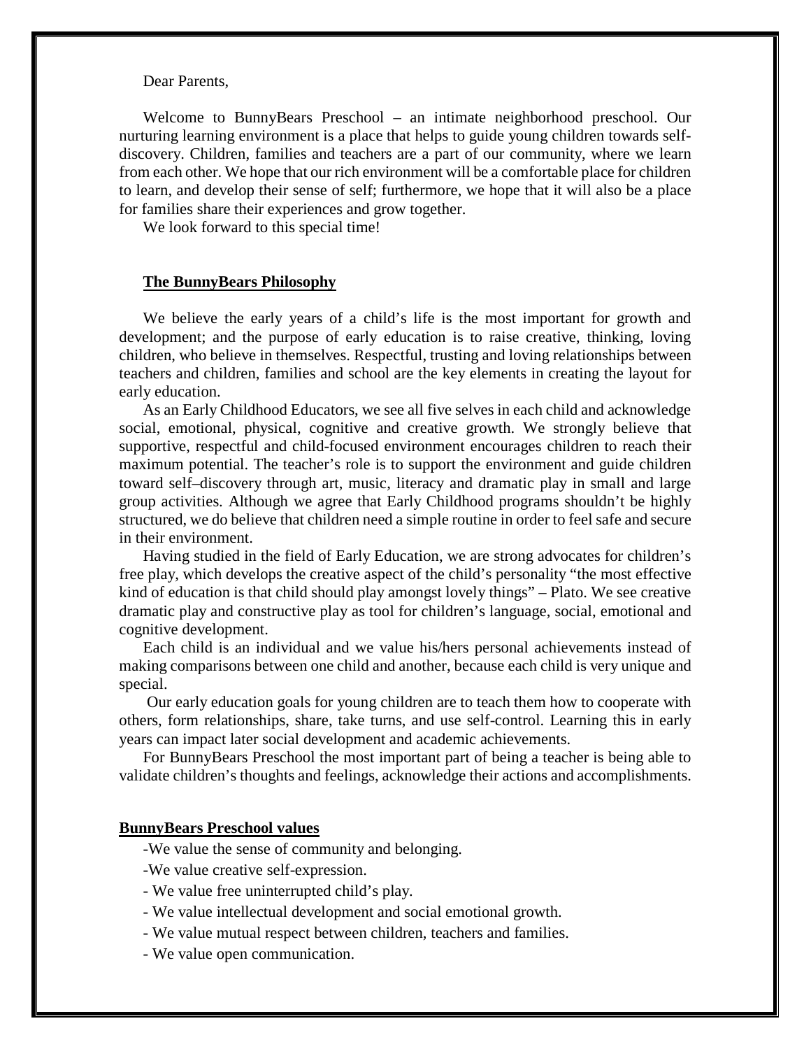Dear Parents,

Welcome to BunnyBears Preschool – an intimate neighborhood preschool. Our nurturing learning environment is a place that helps to guide young children towards self-discovery. Children, families and teachers are a part of our community, where we learn from each other. We hope that our rich environment will be a comfortable place for children to learn, and develop their sense of self; furthermore, we hope that it will also be a place for families share their experiences and grow together.

We look forward to this special time!

## The BunnyBears Philosophy

We believe the early years of a child's life is the most important for growth and development; and the purpose of early education is to raise creative, thinking, loving children, who believe in themselves. Respectful, trusting and loving relationships between teachers and children, families and school are the key elements in creating the layout for early education.

As an Early Childhood Educators, we see all five selves in each child and acknowledge social, emotional, physical, cognitive and creative growth. We strongly believe that supportive, respectful and child-focused environment encourages children to reach their maximum potential. The teacher's role is to support the environment and guide children toward self–discovery through art, music, literacy and dramatic play in small and large group activities. Although we agree that Early Childhood programs shouldn't be highly structured, we do believe that children need a simple routine in order to feel safe and secure in their environment.

Having studied in the field of Early Education, we are strong advocates for children's free play, which develops the creative aspect of the child's personality "the most effective kind of education is that child should play amongst lovely things" – Plato. We see creative dramatic play and constructive play as tool for children's language, social, emotional and cognitive development.

Each child is an individual and we value his/hers personal achievements instead of making comparisons between one child and another, because each child is very unique and special.

Our early education goals for young children are to teach them how to cooperate with others, form relationships, share, take turns, and use self-control. Learning this in early years can impact later social development and academic achievements.

For BunnyBears Preschool the most important part of being a teacher is being able to validate children's thoughts and feelings, acknowledge their actions and accomplishments.

## BunnyBears Preschool values

-We value the sense of community and belonging.

-We value creative self-expression.

- We value free uninterrupted child's play.

- We value intellectual development and social emotional growth.

- We value mutual respect between children, teachers and families.

- We value open communication.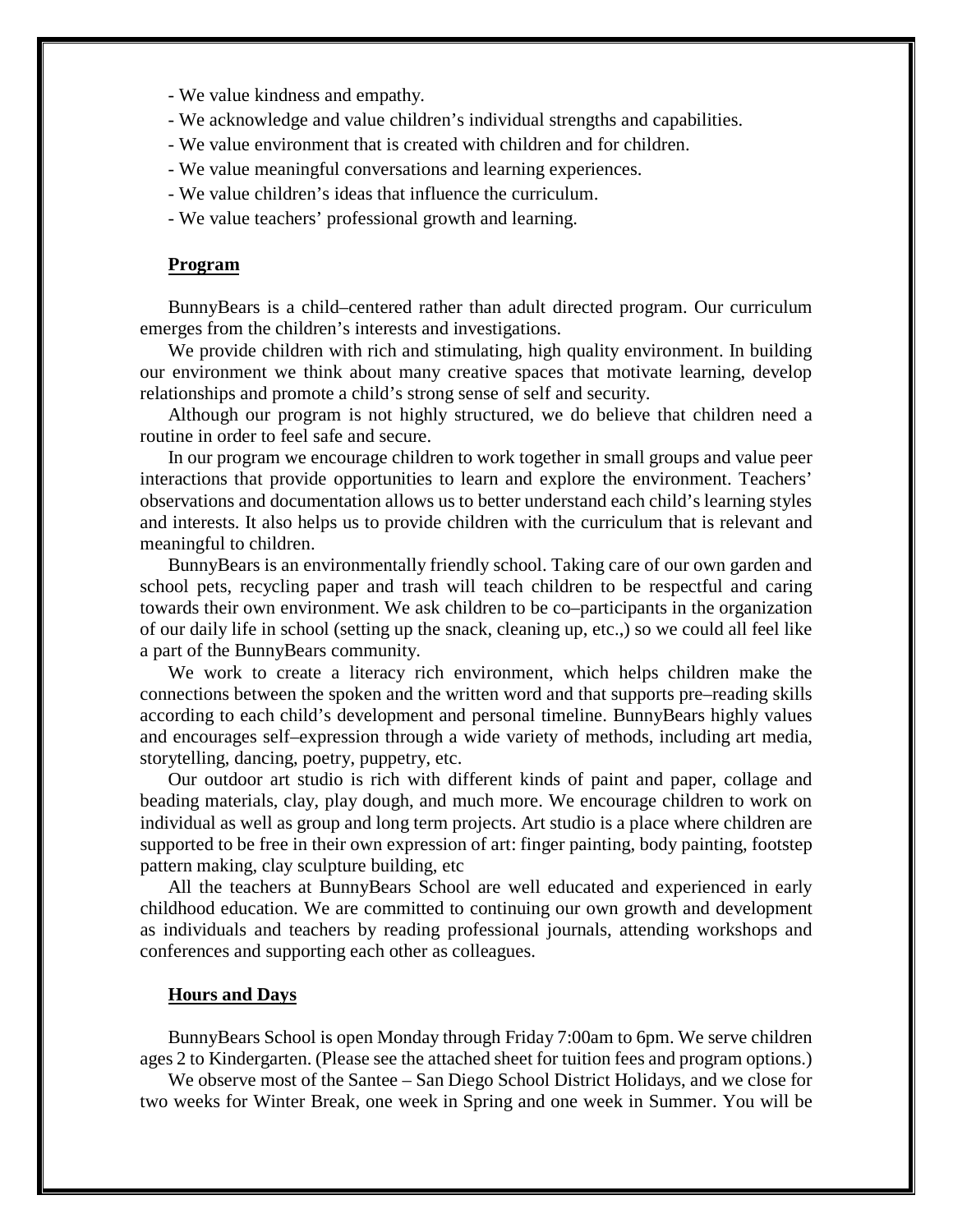- We value kindness and empathy.
- We acknowledge and value children's individual strengths and capabilities.
- We value environment that is created with children and for children.
- We value meaningful conversations and learning experiences.
- We value children's ideas that influence the curriculum.
- We value teachers' professional growth and learning.

## Program

BunnyBears is a child–centered rather than adult directed program. Our curriculum emerges from the children's interests and investigations.

We provide children with rich and stimulating, high quality environment. In building our environment we think about many creative spaces that motivate learning, develop relationships and promote a child's strong sense of self and security.

Although our program is not highly structured, we do believe that children need a routine in order to feel safe and secure.

In our program we encourage children to work together in small groups and value peer interactions that provide opportunities to learn and explore the environment. Teachers' observations and documentation allows us to better understand each child's learning styles and interests. It also helps us to provide children with the curriculum that is relevant and meaningful to children.

BunnyBears is an environmentally friendly school. Taking care of our own garden and school pets, recycling paper and trash will teach children to be respectful and caring towards their own environment. We ask children to be co–participants in the organization of our daily life in school (setting up the snack, cleaning up, etc.,) so we could all feel like a part of the BunnyBears community.

We work to create a literacy rich environment, which helps children make the connections between the spoken and the written word and that supports pre–reading skills according to each child's development and personal timeline. BunnyBears highly values and encourages self–expression through a wide variety of methods, including art media, storytelling, dancing, poetry, puppetry, etc.

Our outdoor art studio is rich with different kinds of paint and paper, collage and beading materials, clay, play dough, and much more. We encourage children to work on individual as well as group and long term projects. Art studio is a place where children are supported to be free in their own expression of art: finger painting, body painting, footstep pattern making, clay sculpture building, etc

All the teachers at BunnyBears School are well educated and experienced in early childhood education. We are committed to continuing our own growth and development as individuals and teachers by reading professional journals, attending workshops and conferences and supporting each other as colleagues.

## Hours and Days

BunnyBears School is open Monday through Friday 7:00am to 6pm. We serve children ages 2 to Kindergarten. (Please see the attached sheet for tuition fees and program options.)

We observe most of the Santee – San Diego School District Holidays, and we close for two weeks for Winter Break, one week in Spring and one week in Summer. You will be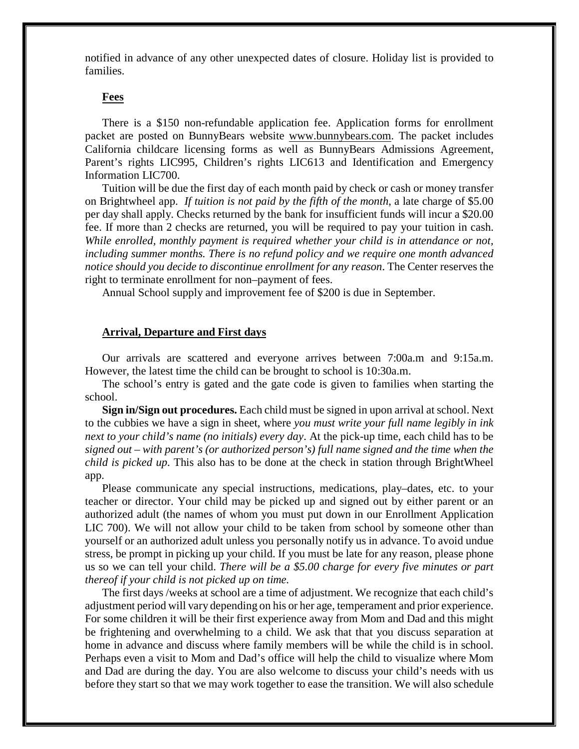notified in advance of any other unexpected dates of closure. Holiday list is provided to families.

### **Fees**

There is a $150 non-refundable application fee. Application forms for enrollment packet are posted on BunnyBears website www.bunnybears.com. The packet includes California childcare licensing forms as well as BunnyBears Admissions Agreement, Parent's rights LIC995, Children's rights LIC613 and Identification and Emergency Information LIC700.

Tuition will be due the first day of each month paid by check or cash or money transfer on Brightwheel app. *If tuition is not paid by the fifth of the month*, a late charge of $5.00 per day shall apply. Checks returned by the bank for insufficient funds will incur a $20.00 fee. If more than 2 checks are returned, you will be required to pay your tuition in cash. *While enrolled, monthly payment is required whether your child is in attendance or not, including summer months. There is no refund policy and we require one month advanced notice should you decide to discontinue enrollment for any reason*. The Center reserves the right to terminate enrollment for non–payment of fees.

Annual School supply and improvement fee of $200 is due in September.

### **Arrival, Departure and First days**

Our arrivals are scattered and everyone arrives between 7:00a.m and 9:15a.m. However, the latest time the child can be brought to school is 10:30a.m.

The school's entry is gated and the gate code is given to families when starting the school.

**Sign in/Sign out procedures.** Each child must be signed in upon arrival at school. Next to the cubbies we have a sign in sheet, where *you must write your full name legibly in ink next to your child's name (no initials) every day*. At the pick-up time, each child has to be *signed out – with parent's (or authorized person's) full name signed and the time when the child is picked up*. This also has to be done at the check in station through BrightWheel app.

Please communicate any special instructions, medications, play–dates, etc. to your teacher or director. Your child may be picked up and signed out by either parent or an authorized adult (the names of whom you must put down in our Enrollment Application LIC 700). We will not allow your child to be taken from school by someone other than yourself or an authorized adult unless you personally notify us in advance. To avoid undue stress, be prompt in picking up your child. If you must be late for any reason, please phone us so we can tell your child. *There will be a $5.00 charge for every five minutes or part thereof if your child is not picked up on time.*

The first days /weeks at school are a time of adjustment. We recognize that each child's adjustment period will vary depending on his or her age, temperament and prior experience. For some children it will be their first experience away from Mom and Dad and this might be frightening and overwhelming to a child. We ask that that you discuss separation at home in advance and discuss where family members will be while the child is in school. Perhaps even a visit to Mom and Dad's office will help the child to visualize where Mom and Dad are during the day. You are also welcome to discuss your child's needs with us before they start so that we may work together to ease the transition. We will also schedule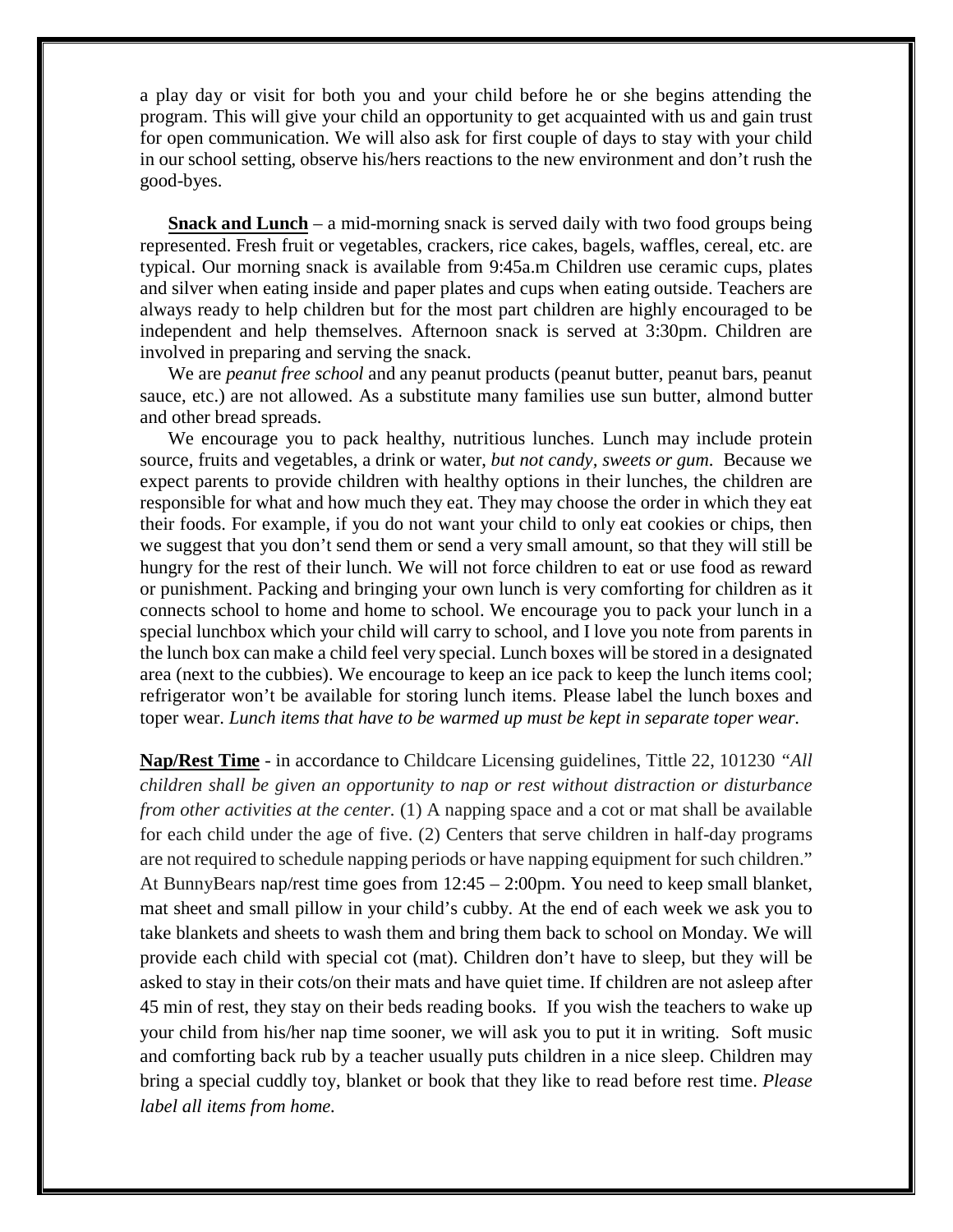a play day or visit for both you and your child before he or she begins attending the program. This will give your child an opportunity to get acquainted with us and gain trust for open communication. We will also ask for first couple of days to stay with your child in our school setting, observe his/hers reactions to the new environment and don't rush the good-byes.

**Snack and Lunch** – a mid-morning snack is served daily with two food groups being represented. Fresh fruit or vegetables, crackers, rice cakes, bagels, waffles, cereal, etc. are typical. Our morning snack is available from 9:45a.m Children use ceramic cups, plates and silver when eating inside and paper plates and cups when eating outside. Teachers are always ready to help children but for the most part children are highly encouraged to be independent and help themselves. Afternoon snack is served at 3:30pm. Children are involved in preparing and serving the snack.

We are *peanut free school* and any peanut products (peanut butter, peanut bars, peanut sauce, etc.) are not allowed. As a substitute many families use sun butter, almond butter and other bread spreads.

We encourage you to pack healthy, nutritious lunches. Lunch may include protein source, fruits and vegetables, a drink or water, *but not candy, sweets or gum*. Because we expect parents to provide children with healthy options in their lunches, the children are responsible for what and how much they eat. They may choose the order in which they eat their foods. For example, if you do not want your child to only eat cookies or chips, then we suggest that you don't send them or send a very small amount, so that they will still be hungry for the rest of their lunch. We will not force children to eat or use food as reward or punishment. Packing and bringing your own lunch is very comforting for children as it connects school to home and home to school. We encourage you to pack your lunch in a special lunchbox which your child will carry to school, and I love you note from parents in the lunch box can make a child feel very special. Lunch boxes will be stored in a designated area (next to the cubbies). We encourage to keep an ice pack to keep the lunch items cool; refrigerator won't be available for storing lunch items. Please label the lunch boxes and toper wear. *Lunch items that have to be warmed up must be kept in separate toper wear.*

**Nap/Rest Time** - in accordance to Childcare Licensing guidelines, Tittle 22, 101230 *"All children shall be given an opportunity to nap or rest without distraction or disturbance from other activities at the center.* (1) A napping space and a cot or mat shall be available for each child under the age of five. (2) Centers that serve children in half-day programs are not required to schedule napping periods or have napping equipment for such children." At BunnyBears nap/rest time goes from 12:45 – 2:00pm. You need to keep small blanket, mat sheet and small pillow in your child's cubby. At the end of each week we ask you to take blankets and sheets to wash them and bring them back to school on Monday. We will provide each child with special cot (mat). Children don't have to sleep, but they will be asked to stay in their cots/on their mats and have quiet time. If children are not asleep after 45 min of rest, they stay on their beds reading books. If you wish the teachers to wake up your child from his/her nap time sooner, we will ask you to put it in writing. Soft music and comforting back rub by a teacher usually puts children in a nice sleep. Children may bring a special cuddly toy, blanket or book that they like to read before rest time. *Please label all items from home.*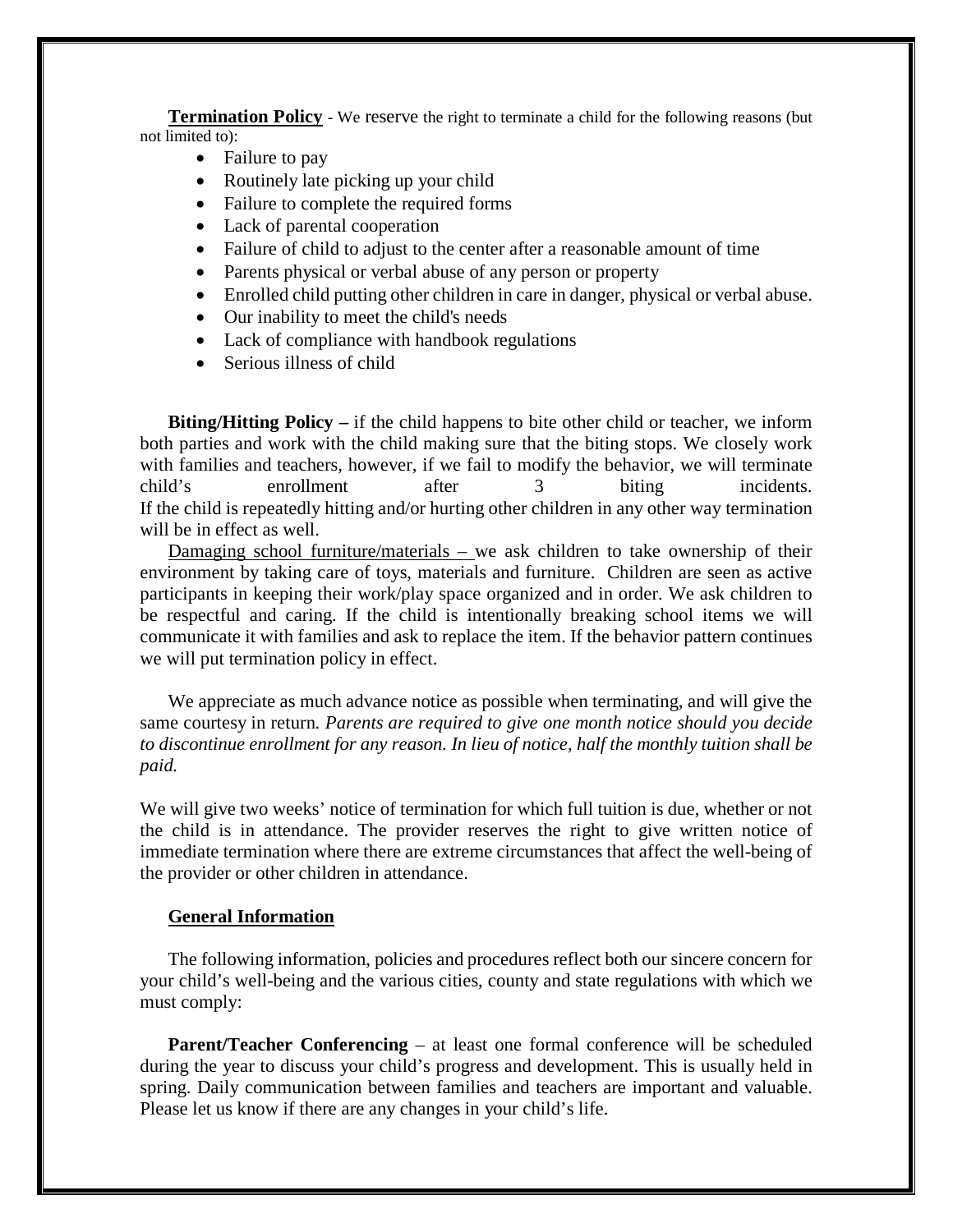**Termination Policy** - We reserve the right to terminate a child for the following reasons (but not limited to):

- Failure to pay
- Routinely late picking up your child
- Failure to complete the required forms
- Lack of parental cooperation
- Failure of child to adjust to the center after a reasonable amount of time
- Parents physical or verbal abuse of any person or property
- Enrolled child putting other children in care in danger, physical or verbal abuse.
- Our inability to meet the child's needs
- Lack of compliance with handbook regulations
- Serious illness of child

**Biting/Hitting Policy –** if the child happens to bite other child or teacher, we inform both parties and work with the child making sure that the biting stops. We closely work with families and teachers, however, if we fail to modify the behavior, we will terminate child's enrollment after 3 biting incidents.
If the child is repeatedly hitting and/or hurting other children in any other way termination will be in effect as well.

Damaging school furniture/materials – we ask children to take ownership of their environment by taking care of toys, materials and furniture. Children are seen as active participants in keeping their work/play space organized and in order. We ask children to be respectful and caring. If the child is intentionally breaking school items we will communicate it with families and ask to replace the item. If the behavior pattern continues we will put termination policy in effect.

We appreciate as much advance notice as possible when terminating, and will give the same courtesy in return. *Parents are required to give one month notice should you decide to discontinue enrollment for any reason. In lieu of notice, half the monthly tuition shall be paid.*

We will give two weeks' notice of termination for which full tuition is due, whether or not the child is in attendance. The provider reserves the right to give written notice of immediate termination where there are extreme circumstances that affect the well-being of the provider or other children in attendance.

**General Information**

The following information, policies and procedures reflect both our sincere concern for your child's well-being and the various cities, county and state regulations with which we must comply:

**Parent/Teacher Conferencing** – at least one formal conference will be scheduled during the year to discuss your child's progress and development. This is usually held in spring. Daily communication between families and teachers are important and valuable. Please let us know if there are any changes in your child's life.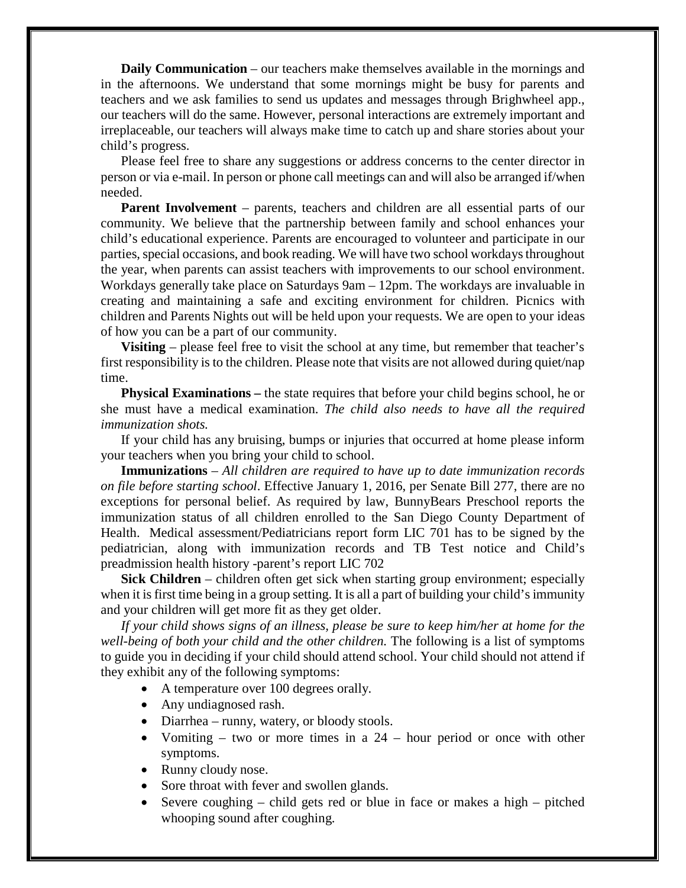**Daily Communication** – our teachers make themselves available in the mornings and in the afternoons. We understand that some mornings might be busy for parents and teachers and we ask families to send us updates and messages through Brighwheel app., our teachers will do the same. However, personal interactions are extremely important and irreplaceable, our teachers will always make time to catch up and share stories about your child's progress.

Please feel free to share any suggestions or address concerns to the center director in person or via e-mail. In person or phone call meetings can and will also be arranged if/when needed.

**Parent Involvement** – parents, teachers and children are all essential parts of our community. We believe that the partnership between family and school enhances your child's educational experience. Parents are encouraged to volunteer and participate in our parties, special occasions, and book reading. We will have two school workdays throughout the year, when parents can assist teachers with improvements to our school environment. Workdays generally take place on Saturdays 9am – 12pm. The workdays are invaluable in creating and maintaining a safe and exciting environment for children. Picnics with children and Parents Nights out will be held upon your requests. We are open to your ideas of how you can be a part of our community.

**Visiting** – please feel free to visit the school at any time, but remember that teacher's first responsibility is to the children. Please note that visits are not allowed during quiet/nap time.

**Physical Examinations –** the state requires that before your child begins school, he or she must have a medical examination. *The child also needs to have all the required immunization shots.*

If your child has any bruising, bumps or injuries that occurred at home please inform your teachers when you bring your child to school.

**Immunizations** – *All children are required to have up to date immunization records on file before starting school*. Effective January 1, 2016, per Senate Bill 277, there are no exceptions for personal belief. As required by law, BunnyBears Preschool reports the immunization status of all children enrolled to the San Diego County Department of Health. Medical assessment/Pediatricians report form LIC 701 has to be signed by the pediatrician, along with immunization records and TB Test notice and Child's preadmission health history -parent's report LIC 702

**Sick Children** – children often get sick when starting group environment; especially when it is first time being in a group setting. It is all a part of building your child's immunity and your children will get more fit as they get older.

*If your child shows signs of an illness, please be sure to keep him/her at home for the well-being of both your child and the other children.* The following is a list of symptoms to guide you in deciding if your child should attend school. Your child should not attend if they exhibit any of the following symptoms:

- A temperature over 100 degrees orally.
- Any undiagnosed rash.
- Diarrhea – runny, watery, or bloody stools.
- Vomiting – two or more times in a 24 – hour period or once with other symptoms.
- Runny cloudy nose.
- Sore throat with fever and swollen glands.
- Severe coughing – child gets red or blue in face or makes a high – pitched whooping sound after coughing.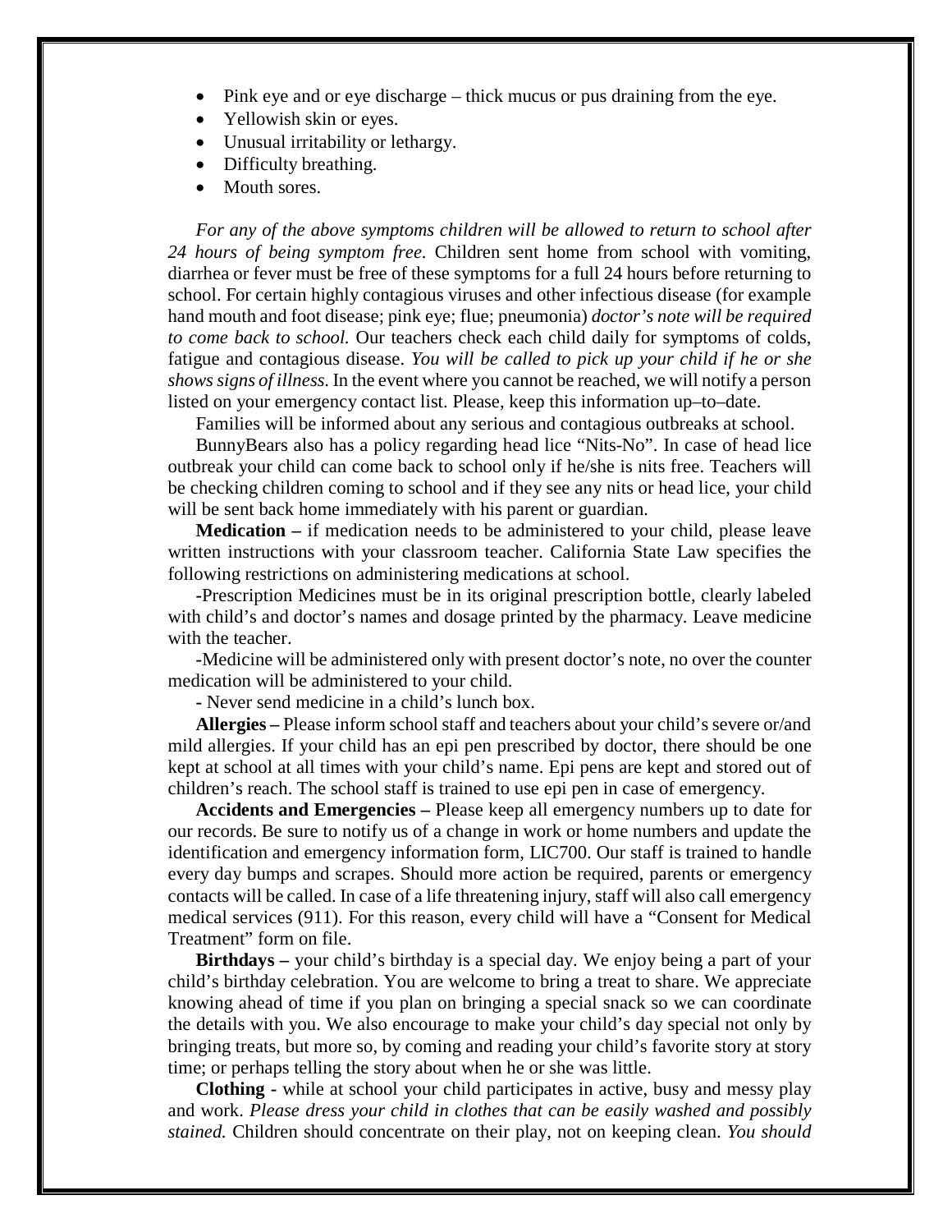- Pink eye and or eye discharge – thick mucus or pus draining from the eye.
- Yellowish skin or eyes.
- Unusual irritability or lethargy.
- Difficulty breathing.
- Mouth sores.

*For any of the above symptoms children will be allowed to return to school after 24 hours of being symptom free.* Children sent home from school with vomiting, diarrhea or fever must be free of these symptoms for a full 24 hours before returning to school. For certain highly contagious viruses and other infectious disease (for example hand mouth and foot disease; pink eye; flue; pneumonia) *doctor's note will be required to come back to school.* Our teachers check each child daily for symptoms of colds, fatigue and contagious disease. *You will be called to pick up your child if he or she shows signs of illness.* In the event where you cannot be reached, we will notify a person listed on your emergency contact list. Please, keep this information up–to–date.

Families will be informed about any serious and contagious outbreaks at school.

BunnyBears also has a policy regarding head lice "Nits-No". In case of head lice outbreak your child can come back to school only if he/she is nits free. Teachers will be checking children coming to school and if they see any nits or head lice, your child will be sent back home immediately with his parent or guardian.

**Medication –** if medication needs to be administered to your child, please leave written instructions with your classroom teacher. California State Law specifies the following restrictions on administering medications at school.

-Prescription Medicines must be in its original prescription bottle, clearly labeled with child's and doctor's names and dosage printed by the pharmacy. Leave medicine with the teacher.

-Medicine will be administered only with present doctor's note, no over the counter medication will be administered to your child.

- Never send medicine in a child's lunch box.

**Allergies –** Please inform school staff and teachers about your child's severe or/and mild allergies. If your child has an epi pen prescribed by doctor, there should be one kept at school at all times with your child's name. Epi pens are kept and stored out of children's reach. The school staff is trained to use epi pen in case of emergency.

**Accidents and Emergencies –** Please keep all emergency numbers up to date for our records. Be sure to notify us of a change in work or home numbers and update the identification and emergency information form, LIC700. Our staff is trained to handle every day bumps and scrapes. Should more action be required, parents or emergency contacts will be called. In case of a life threatening injury, staff will also call emergency medical services (911). For this reason, every child will have a "Consent for Medical Treatment" form on file.

**Birthdays –** your child's birthday is a special day. We enjoy being a part of your child's birthday celebration. You are welcome to bring a treat to share. We appreciate knowing ahead of time if you plan on bringing a special snack so we can coordinate the details with you. We also encourage to make your child's day special not only by bringing treats, but more so, by coming and reading your child's favorite story at story time; or perhaps telling the story about when he or she was little.

**Clothing -** while at school your child participates in active, busy and messy play and work. *Please dress your child in clothes that can be easily washed and possibly stained.* Children should concentrate on their play, not on keeping clean. *You should*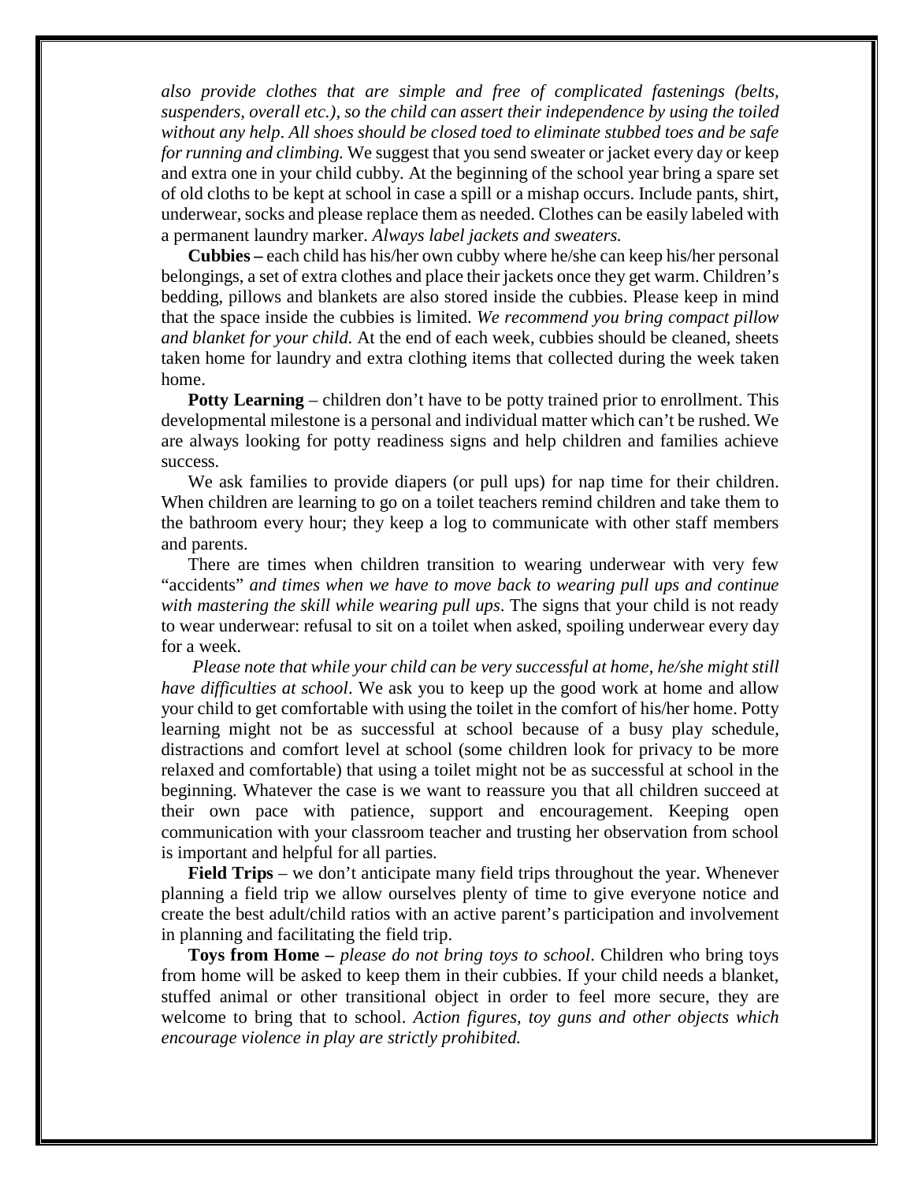*also provide clothes that are simple and free of complicated fastenings (belts, suspenders, overall etc.), so the child can assert their independence by using the toiled without any help. All shoes should be closed toed to eliminate stubbed toes and be safe for running and climbing.* We suggest that you send sweater or jacket every day or keep and extra one in your child cubby. At the beginning of the school year bring a spare set of old cloths to be kept at school in case a spill or a mishap occurs. Include pants, shirt, underwear, socks and please replace them as needed. Clothes can be easily labeled with a permanent laundry marker. *Always label jackets and sweaters.*

**Cubbies –** each child has his/her own cubby where he/she can keep his/her personal belongings, a set of extra clothes and place their jackets once they get warm. Children's bedding, pillows and blankets are also stored inside the cubbies. Please keep in mind that the space inside the cubbies is limited. *We recommend you bring compact pillow and blanket for your child.* At the end of each week, cubbies should be cleaned, sheets taken home for laundry and extra clothing items that collected during the week taken home.

**Potty Learning** – children don't have to be potty trained prior to enrollment. This developmental milestone is a personal and individual matter which can't be rushed. We are always looking for potty readiness signs and help children and families achieve success.

We ask families to provide diapers (or pull ups) for nap time for their children. When children are learning to go on a toilet teachers remind children and take them to the bathroom every hour; they keep a log to communicate with other staff members and parents.

There are times when children transition to wearing underwear with very few "accidents" *and times when we have to move back to wearing pull ups and continue with mastering the skill while wearing pull ups*. The signs that your child is not ready to wear underwear: refusal to sit on a toilet when asked, spoiling underwear every day for a week.

*Please note that while your child can be very successful at home, he/she might still have difficulties at school*. We ask you to keep up the good work at home and allow your child to get comfortable with using the toilet in the comfort of his/her home. Potty learning might not be as successful at school because of a busy play schedule, distractions and comfort level at school (some children look for privacy to be more relaxed and comfortable) that using a toilet might not be as successful at school in the beginning. Whatever the case is we want to reassure you that all children succeed at their own pace with patience, support and encouragement. Keeping open communication with your classroom teacher and trusting her observation from school is important and helpful for all parties.

**Field Trips** – we don't anticipate many field trips throughout the year. Whenever planning a field trip we allow ourselves plenty of time to give everyone notice and create the best adult/child ratios with an active parent's participation and involvement in planning and facilitating the field trip.

**Toys from Home –** *please do not bring toys to school*. Children who bring toys from home will be asked to keep them in their cubbies. If your child needs a blanket, stuffed animal or other transitional object in order to feel more secure, they are welcome to bring that to school. *Action figures, toy guns and other objects which encourage violence in play are strictly prohibited.*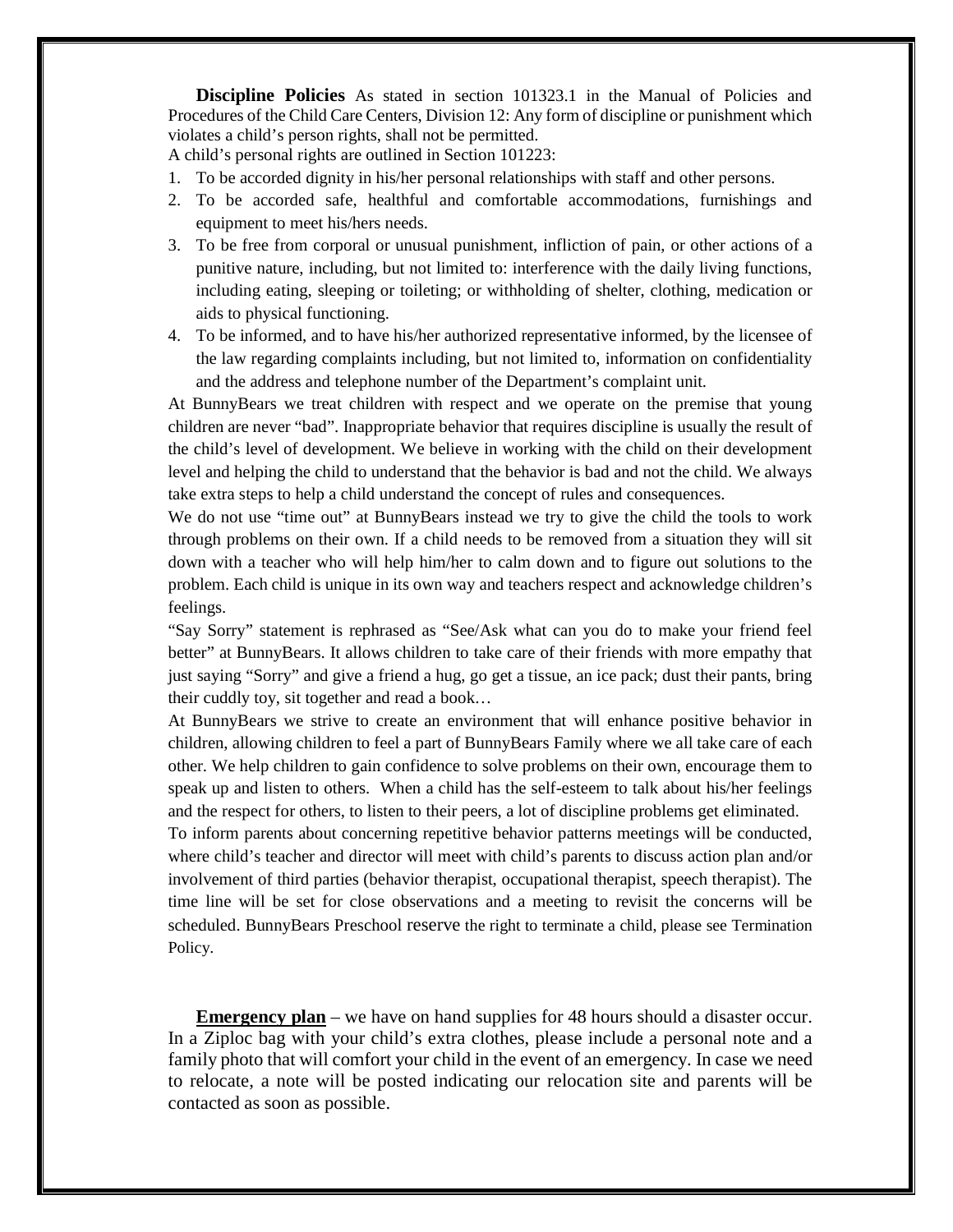**Discipline Policies** As stated in section 101323.1 in the Manual of Policies and Procedures of the Child Care Centers, Division 12: Any form of discipline or punishment which violates a child's person rights, shall not be permitted.

A child's personal rights are outlined in Section 101223:

1. To be accorded dignity in his/her personal relationships with staff and other persons.
2. To be accorded safe, healthful and comfortable accommodations, furnishings and equipment to meet his/hers needs.
3. To be free from corporal or unusual punishment, infliction of pain, or other actions of a punitive nature, including, but not limited to: interference with the daily living functions, including eating, sleeping or toileting; or withholding of shelter, clothing, medication or aids to physical functioning.
4. To be informed, and to have his/her authorized representative informed, by the licensee of the law regarding complaints including, but not limited to, information on confidentiality and the address and telephone number of the Department's complaint unit.

At BunnyBears we treat children with respect and we operate on the premise that young children are never "bad". Inappropriate behavior that requires discipline is usually the result of the child's level of development. We believe in working with the child on their development level and helping the child to understand that the behavior is bad and not the child. We always take extra steps to help a child understand the concept of rules and consequences.

We do not use "time out" at BunnyBears instead we try to give the child the tools to work through problems on their own. If a child needs to be removed from a situation they will sit down with a teacher who will help him/her to calm down and to figure out solutions to the problem. Each child is unique in its own way and teachers respect and acknowledge children's feelings.

"Say Sorry" statement is rephrased as "See/Ask what can you do to make your friend feel better" at BunnyBears. It allows children to take care of their friends with more empathy that just saying "Sorry" and give a friend a hug, go get a tissue, an ice pack; dust their pants, bring their cuddly toy, sit together and read a book…

At BunnyBears we strive to create an environment that will enhance positive behavior in children, allowing children to feel a part of BunnyBears Family where we all take care of each other. We help children to gain confidence to solve problems on their own, encourage them to speak up and listen to others. When a child has the self-esteem to talk about his/her feelings and the respect for others, to listen to their peers, a lot of discipline problems get eliminated.

To inform parents about concerning repetitive behavior patterns meetings will be conducted, where child's teacher and director will meet with child's parents to discuss action plan and/or involvement of third parties (behavior therapist, occupational therapist, speech therapist). The time line will be set for close observations and a meeting to revisit the concerns will be scheduled. BunnyBears Preschool reserve the right to terminate a child, please see Termination Policy.

**Emergency plan** – we have on hand supplies for 48 hours should a disaster occur. In a Ziploc bag with your child's extra clothes, please include a personal note and a family photo that will comfort your child in the event of an emergency. In case we need to relocate, a note will be posted indicating our relocation site and parents will be contacted as soon as possible.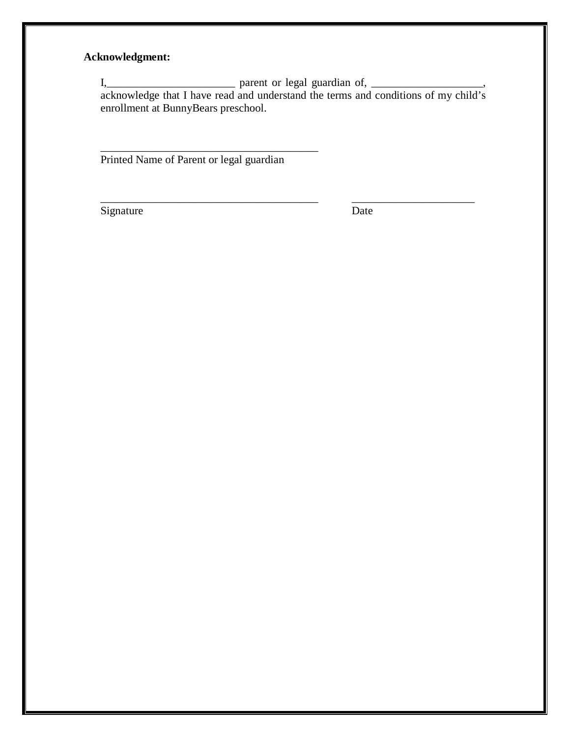**Acknowledgment:**

I,_______________________ parent or legal guardian of, ____________________, acknowledge that I have read and understand the terms and conditions of my child's enrollment at BunnyBears preschool.

________________________________________
Printed Name of Parent or legal guardian

________________________________________ ______________________
Signature Date